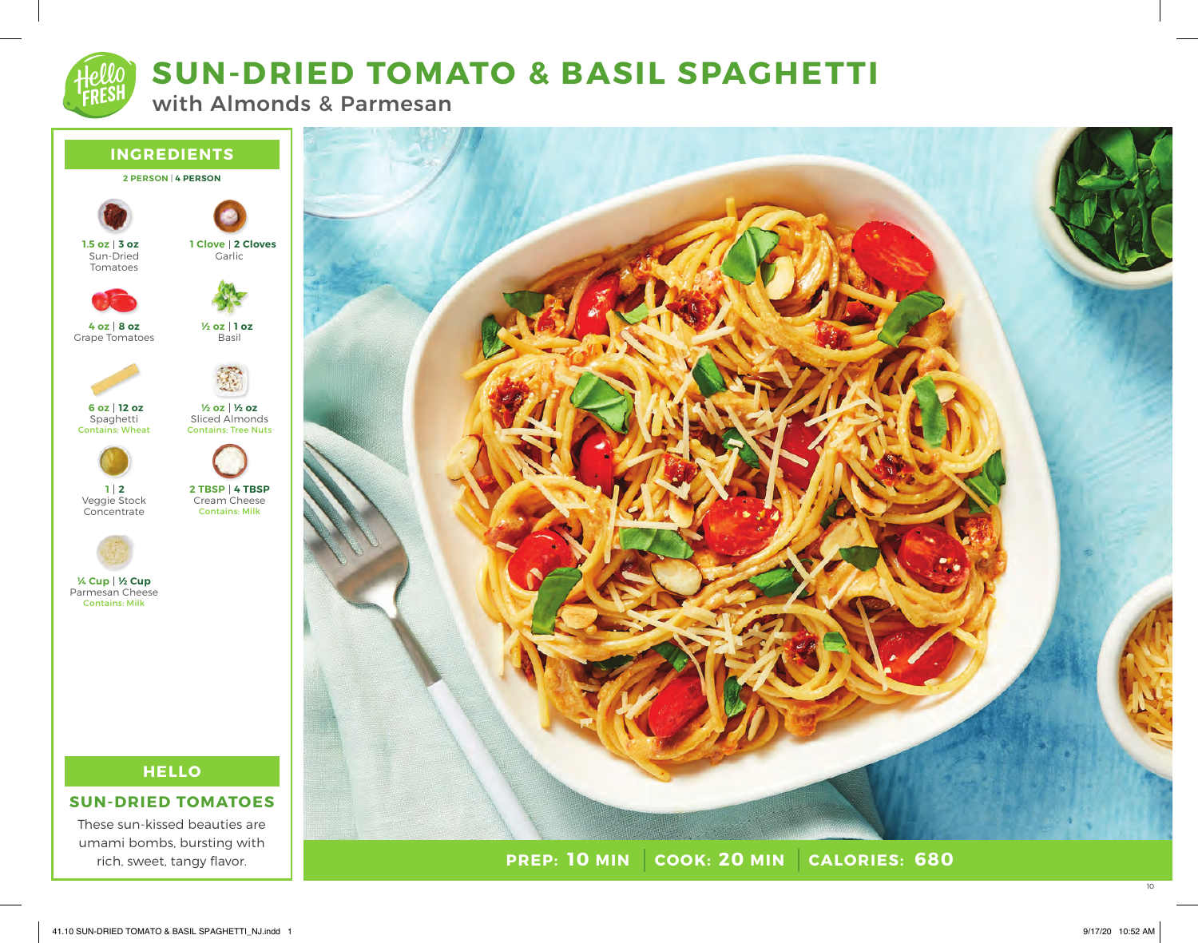# SUN-DRIED TOMATO & BASIL SPAGHETTI

## with Almonds & Parmesan

## INGREDIENTS

**2 PERSON | 4 PERSON**

- **1.5 oz | 3 oz** Sun-Dried Tomatoes
- **1 Clove | 2 Cloves** Garlic
- **4 oz | 8 oz** Grape Tomatoes
- **½ oz | 1 oz** Basil
- **6 oz | 12 oz** Spaghetti  
  Contains: Wheat
- **½ oz | ½ oz** Sliced Almonds  
  Contains: Tree Nuts
- **1 | 2** Veggie Stock Concentrate
- **2 TBSP | 4 TBSP** Cream Cheese  
  Contains: Milk
- **¼ Cup | ½ Cup** Parmesan Cheese  
  Contains: Milk

## HELLO

### SUN-DRIED TOMATOES

These sun-kissed beauties are umami bombs, bursting with rich, sweet, tangy flavor.

**PREP: 10 MIN | COOK: 20 MIN | CALORIES: 680**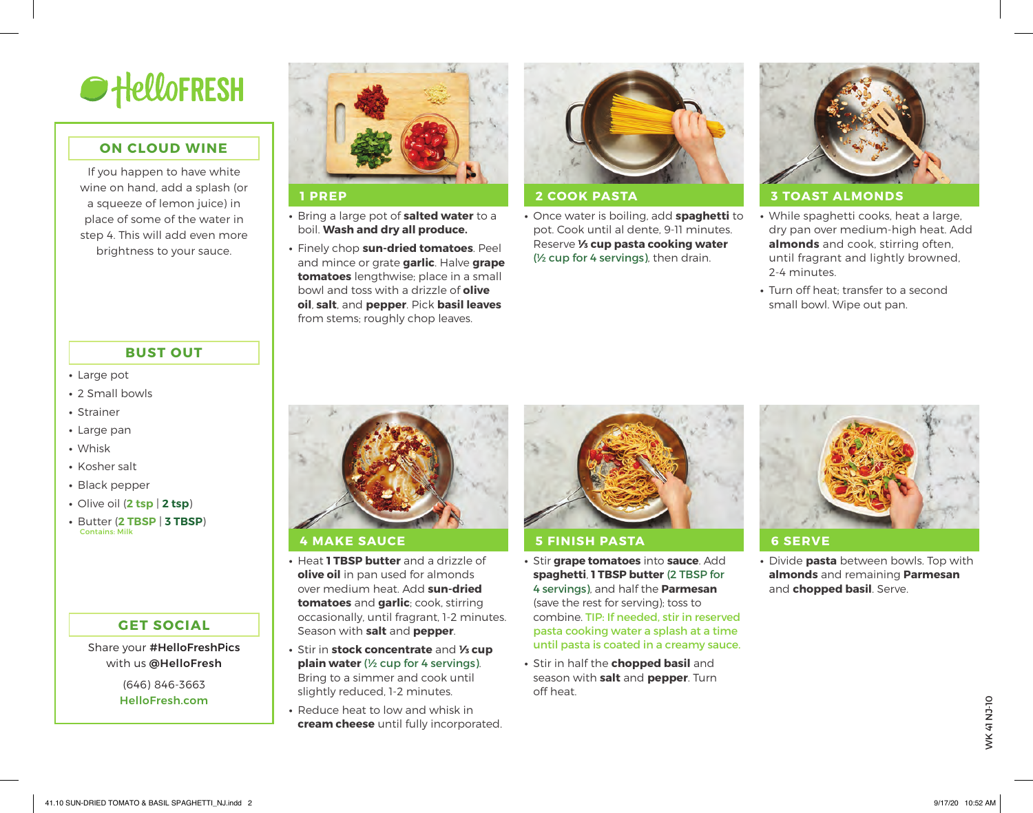# HelloFRESH

## ON CLOUD WINE

If you happen to have white wine on hand, add a splash (or a squeeze of lemon juice) in place of some of the water in step 4. This will add even more brightness to your sauce.

## BUST OUT

- Large pot
- 2 Small bowls
- Strainer
- Large pan
- Whisk
- Kosher salt
- Black pepper
- Olive oil (**2 tsp** | **2 tsp**)
- Butter (**2 TBSP** | **3 TBSP**)
  Contains: Milk

## GET SOCIAL

Share your **#HelloFreshPics** with us **@HelloFresh**

(646) 846-3663

**HelloFresh.com**

## 1 PREP

- Bring a large pot of **salted water** to a boil. **Wash and dry all produce.**
- Finely chop **sun-dried tomatoes**. Peel and mince or grate **garlic**. Halve **grape tomatoes** lengthwise; place in a small bowl and toss with a drizzle of **olive oil**, **salt**, and **pepper**. Pick **basil leaves** from stems; roughly chop leaves.

## 2 COOK PASTA

- Once water is boiling, add **spaghetti** to pot. Cook until al dente, 9-11 minutes. Reserve **⅓ cup pasta cooking water** (½ cup for 4 servings), then drain.

## 3 TOAST ALMONDS

- While spaghetti cooks, heat a large, dry pan over medium-high heat. Add **almonds** and cook, stirring often, until fragrant and lightly browned, 2-4 minutes.
- Turn off heat; transfer to a second small bowl. Wipe out pan.

## 4 MAKE SAUCE

- Heat **1 TBSP butter** and a drizzle of **olive oil** in pan used for almonds over medium heat. Add **sun-dried tomatoes** and **garlic**; cook, stirring occasionally, until fragrant, 1-2 minutes. Season with **salt** and **pepper**.
- Stir in **stock concentrate** and **⅓ cup plain water** (½ cup for 4 servings). Bring to a simmer and cook until slightly reduced, 1-2 minutes.
- Reduce heat to low and whisk in **cream cheese** until fully incorporated.

## 5 FINISH PASTA

- Stir **grape tomatoes** into **sauce**. Add **spaghetti**, **1 TBSP butter** (2 TBSP for 4 servings), and half the **Parmesan** (save the rest for serving); toss to combine. TIP: If needed, stir in reserved pasta cooking water a splash at a time until pasta is coated in a creamy sauce.
- Stir in half the **chopped basil** and season with **salt** and **pepper**. Turn off heat.

## 6 SERVE

- Divide **pasta** between bowls. Top with **almonds** and remaining **Parmesan** and **chopped basil**. Serve.

WK 41 NJ-10